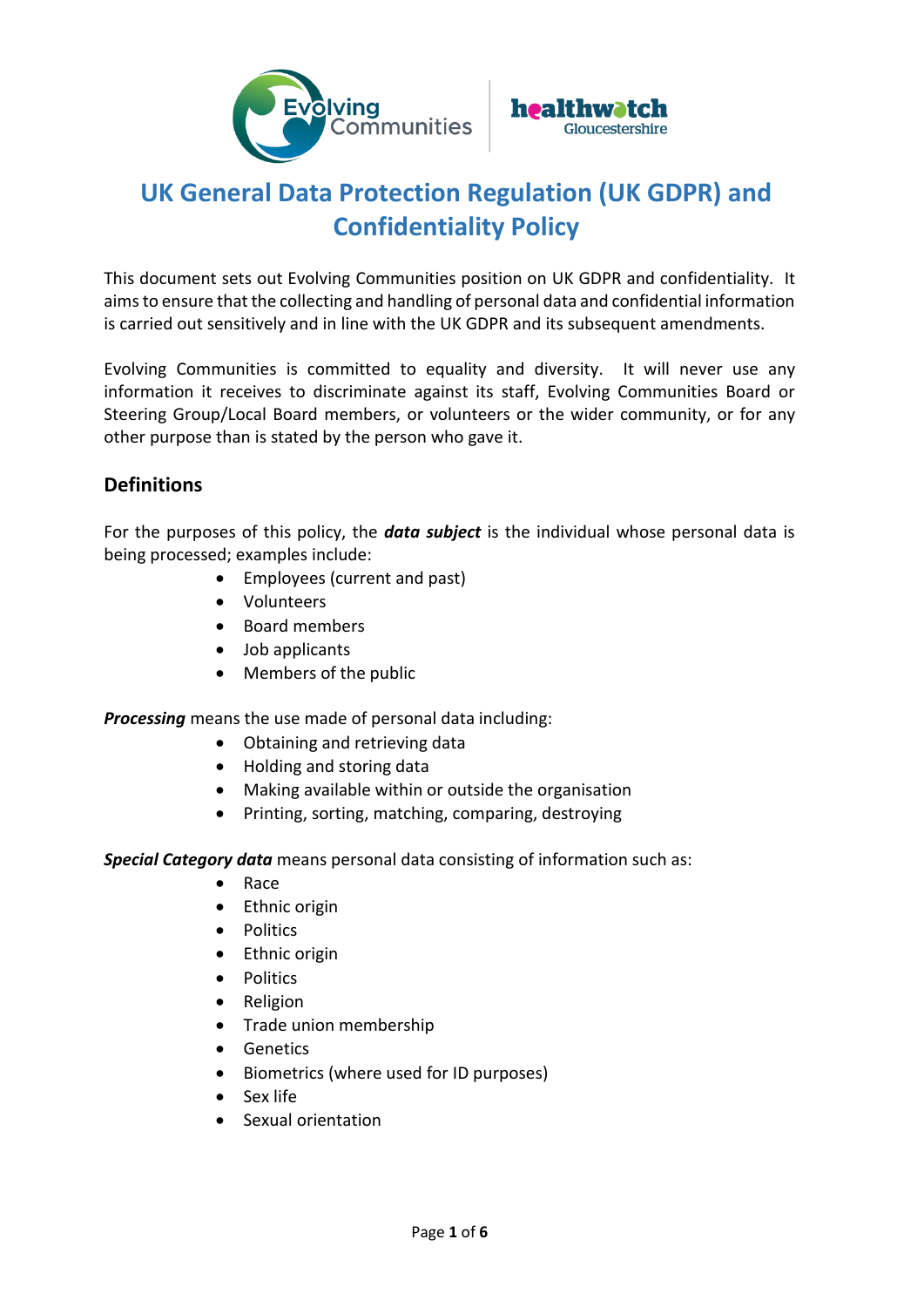# UK General Data Protection Regulation (UK GDPR) and Confidentiality Policy

This document sets out Evolving Communities position on UK GDPR and confidentiality. It aims to ensure that the collecting and handling of personal data and confidential information is carried out sensitively and in line with the UK GDPR and its subsequent amendments.

Evolving Communities is committed to equality and diversity. It will never use any information it receives to discriminate against its staff, Evolving Communities Board or Steering Group/Local Board members, or volunteers or the wider community, or for any other purpose than is stated by the person who gave it.

## Definitions

For the purposes of this policy, the ***data subject*** is the individual whose personal data is being processed; examples include:

- Employees (current and past)
- Volunteers
- Board members
- Job applicants
- Members of the public

***Processing*** means the use made of personal data including:

- Obtaining and retrieving data
- Holding and storing data
- Making available within or outside the organisation
- Printing, sorting, matching, comparing, destroying

***Special Category data*** means personal data consisting of information such as:

- Race
- Ethnic origin
- Politics
- Ethnic origin
- Politics
- Religion
- Trade union membership
- Genetics
- Biometrics (where used for ID purposes)
- Sex life
- Sexual orientation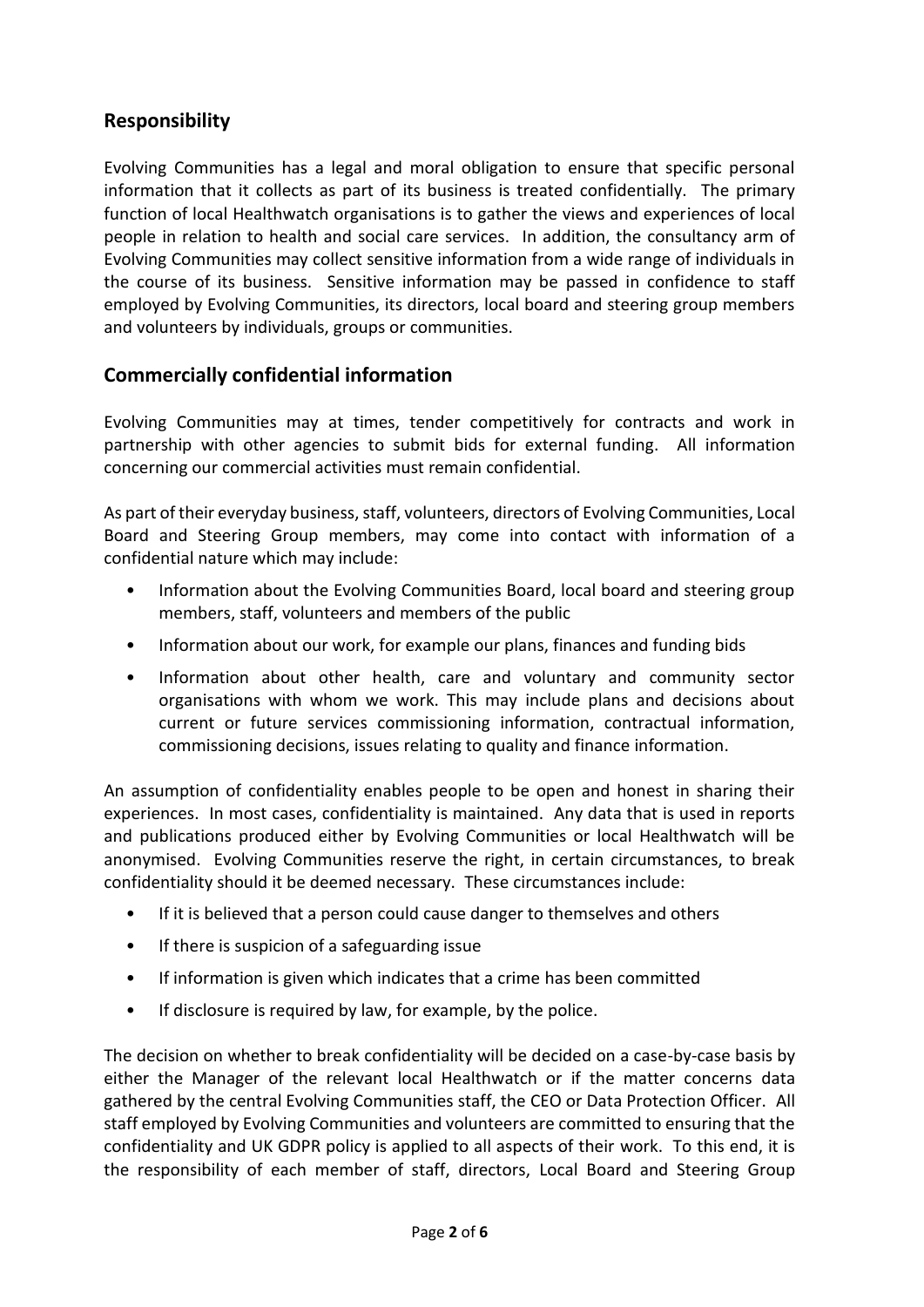## Responsibility

Evolving Communities has a legal and moral obligation to ensure that specific personal information that it collects as part of its business is treated confidentially. The primary function of local Healthwatch organisations is to gather the views and experiences of local people in relation to health and social care services. In addition, the consultancy arm of Evolving Communities may collect sensitive information from a wide range of individuals in the course of its business. Sensitive information may be passed in confidence to staff employed by Evolving Communities, its directors, local board and steering group members and volunteers by individuals, groups or communities.

## Commercially confidential information

Evolving Communities may at times, tender competitively for contracts and work in partnership with other agencies to submit bids for external funding. All information concerning our commercial activities must remain confidential.

As part of their everyday business, staff, volunteers, directors of Evolving Communities, Local Board and Steering Group members, may come into contact with information of a confidential nature which may include:

- Information about the Evolving Communities Board, local board and steering group members, staff, volunteers and members of the public
- Information about our work, for example our plans, finances and funding bids
- Information about other health, care and voluntary and community sector organisations with whom we work. This may include plans and decisions about current or future services commissioning information, contractual information, commissioning decisions, issues relating to quality and finance information.

An assumption of confidentiality enables people to be open and honest in sharing their experiences. In most cases, confidentiality is maintained. Any data that is used in reports and publications produced either by Evolving Communities or local Healthwatch will be anonymised. Evolving Communities reserve the right, in certain circumstances, to break confidentiality should it be deemed necessary. These circumstances include:

- If it is believed that a person could cause danger to themselves and others
- If there is suspicion of a safeguarding issue
- If information is given which indicates that a crime has been committed
- If disclosure is required by law, for example, by the police.

The decision on whether to break confidentiality will be decided on a case-by-case basis by either the Manager of the relevant local Healthwatch or if the matter concerns data gathered by the central Evolving Communities staff, the CEO or Data Protection Officer. All staff employed by Evolving Communities and volunteers are committed to ensuring that the confidentiality and UK GDPR policy is applied to all aspects of their work. To this end, it is the responsibility of each member of staff, directors, Local Board and Steering Group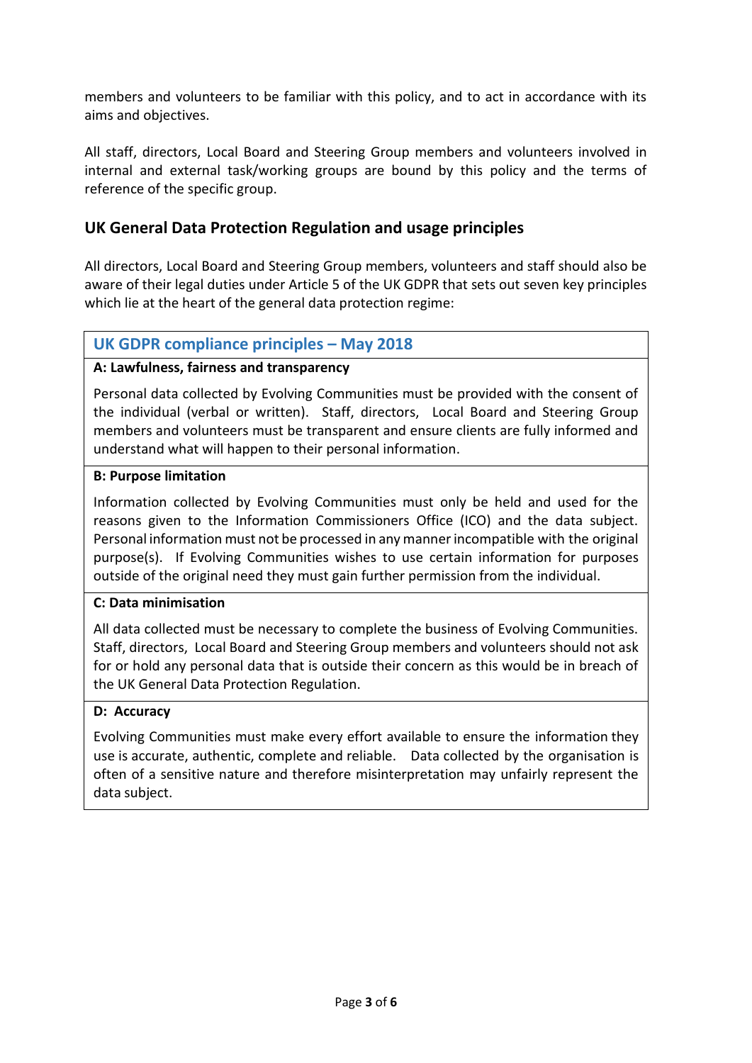members and volunteers to be familiar with this policy, and to act in accordance with its aims and objectives.

All staff, directors, Local Board and Steering Group members and volunteers involved in internal and external task/working groups are bound by this policy and the terms of reference of the specific group.

## UK General Data Protection Regulation and usage principles

All directors, Local Board and Steering Group members, volunteers and staff should also be aware of their legal duties under Article 5 of the UK GDPR that sets out seven key principles which lie at the heart of the general data protection regime:

### UK GDPR compliance principles – May 2018

**A: Lawfulness, fairness and transparency**

Personal data collected by Evolving Communities must be provided with the consent of the individual (verbal or written). Staff, directors, Local Board and Steering Group members and volunteers must be transparent and ensure clients are fully informed and understand what will happen to their personal information.

**B: Purpose limitation**

Information collected by Evolving Communities must only be held and used for the reasons given to the Information Commissioners Office (ICO) and the data subject. Personal information must not be processed in any manner incompatible with the original purpose(s). If Evolving Communities wishes to use certain information for purposes outside of the original need they must gain further permission from the individual.

**C: Data minimisation**

All data collected must be necessary to complete the business of Evolving Communities. Staff, directors, Local Board and Steering Group members and volunteers should not ask for or hold any personal data that is outside their concern as this would be in breach of the UK General Data Protection Regulation.

**D: Accuracy**

Evolving Communities must make every effort available to ensure the information they use is accurate, authentic, complete and reliable. Data collected by the organisation is often of a sensitive nature and therefore misinterpretation may unfairly represent the data subject.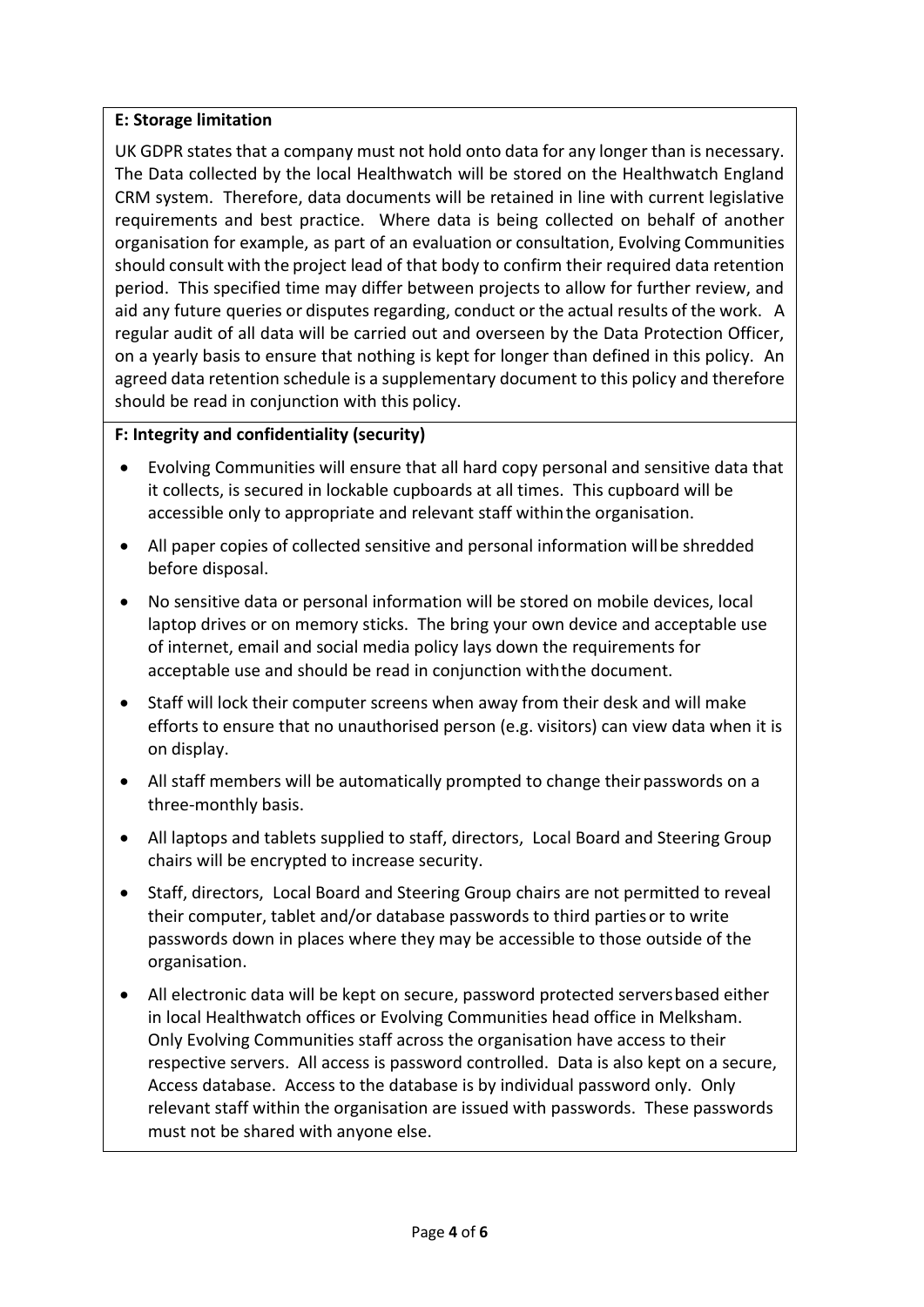**E: Storage limitation**

UK GDPR states that a company must not hold onto data for any longer than is necessary. The Data collected by the local Healthwatch will be stored on the Healthwatch England CRM system. Therefore, data documents will be retained in line with current legislative requirements and best practice. Where data is being collected on behalf of another organisation for example, as part of an evaluation or consultation, Evolving Communities should consult with the project lead of that body to confirm their required data retention period. This specified time may differ between projects to allow for further review, and aid any future queries or disputes regarding, conduct or the actual results of the work. A regular audit of all data will be carried out and overseen by the Data Protection Officer, on a yearly basis to ensure that nothing is kept for longer than defined in this policy. An agreed data retention schedule is a supplementary document to this policy and therefore should be read in conjunction with this policy.

**F: Integrity and confidentiality (security)**

- Evolving Communities will ensure that all hard copy personal and sensitive data that it collects, is secured in lockable cupboards at all times. This cupboard will be accessible only to appropriate and relevant staff within the organisation.
- All paper copies of collected sensitive and personal information will be shredded before disposal.
- No sensitive data or personal information will be stored on mobile devices, local laptop drives or on memory sticks. The bring your own device and acceptable use of internet, email and social media policy lays down the requirements for acceptable use and should be read in conjunction with the document.
- Staff will lock their computer screens when away from their desk and will make efforts to ensure that no unauthorised person (e.g. visitors) can view data when it is on display.
- All staff members will be automatically prompted to change their passwords on a three-monthly basis.
- All laptops and tablets supplied to staff, directors, Local Board and Steering Group chairs will be encrypted to increase security.
- Staff, directors, Local Board and Steering Group chairs are not permitted to reveal their computer, tablet and/or database passwords to third parties or to write passwords down in places where they may be accessible to those outside of the organisation.
- All electronic data will be kept on secure, password protected servers based either in local Healthwatch offices or Evolving Communities head office in Melksham. Only Evolving Communities staff across the organisation have access to their respective servers. All access is password controlled. Data is also kept on a secure, Access database. Access to the database is by individual password only. Only relevant staff within the organisation are issued with passwords. These passwords must not be shared with anyone else.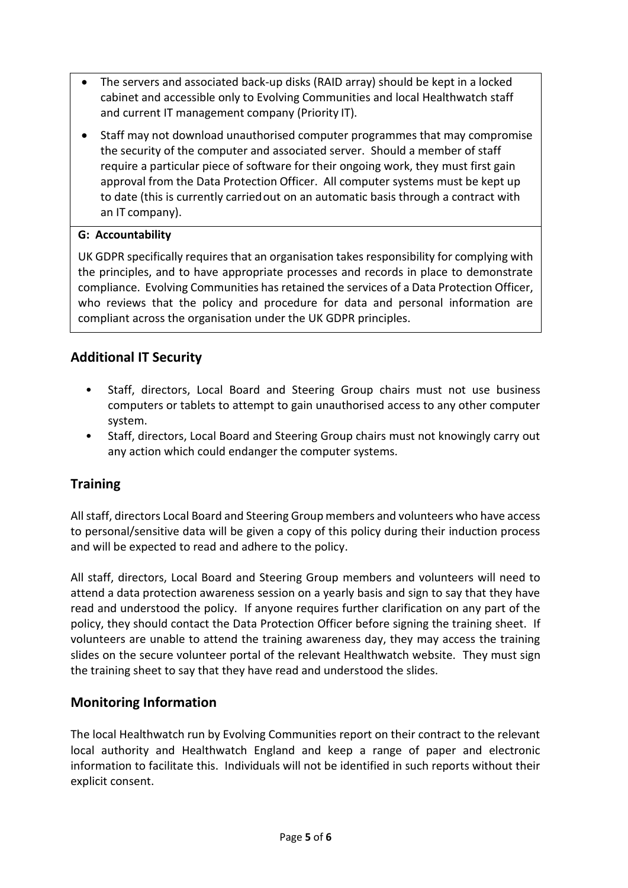- The servers and associated back-up disks (RAID array) should be kept in a locked cabinet and accessible only to Evolving Communities and local Healthwatch staff and current IT management company (Priority IT).
- Staff may not download unauthorised computer programmes that may compromise the security of the computer and associated server. Should a member of staff require a particular piece of software for their ongoing work, they must first gain approval from the Data Protection Officer. All computer systems must be kept up to date (this is currently carried out on an automatic basis through a contract with an IT company).

**G: Accountability**

UK GDPR specifically requires that an organisation takes responsibility for complying with the principles, and to have appropriate processes and records in place to demonstrate compliance. Evolving Communities has retained the services of a Data Protection Officer, who reviews that the policy and procedure for data and personal information are compliant across the organisation under the UK GDPR principles.

## Additional IT Security

- Staff, directors, Local Board and Steering Group chairs must not use business computers or tablets to attempt to gain unauthorised access to any other computer system.
- Staff, directors, Local Board and Steering Group chairs must not knowingly carry out any action which could endanger the computer systems.

## Training

All staff, directors Local Board and Steering Group members and volunteers who have access to personal/sensitive data will be given a copy of this policy during their induction process and will be expected to read and adhere to the policy.

All staff, directors, Local Board and Steering Group members and volunteers will need to attend a data protection awareness session on a yearly basis and sign to say that they have read and understood the policy. If anyone requires further clarification on any part of the policy, they should contact the Data Protection Officer before signing the training sheet. If volunteers are unable to attend the training awareness day, they may access the training slides on the secure volunteer portal of the relevant Healthwatch website. They must sign the training sheet to say that they have read and understood the slides.

## Monitoring Information

The local Healthwatch run by Evolving Communities report on their contract to the relevant local authority and Healthwatch England and keep a range of paper and electronic information to facilitate this. Individuals will not be identified in such reports without their explicit consent.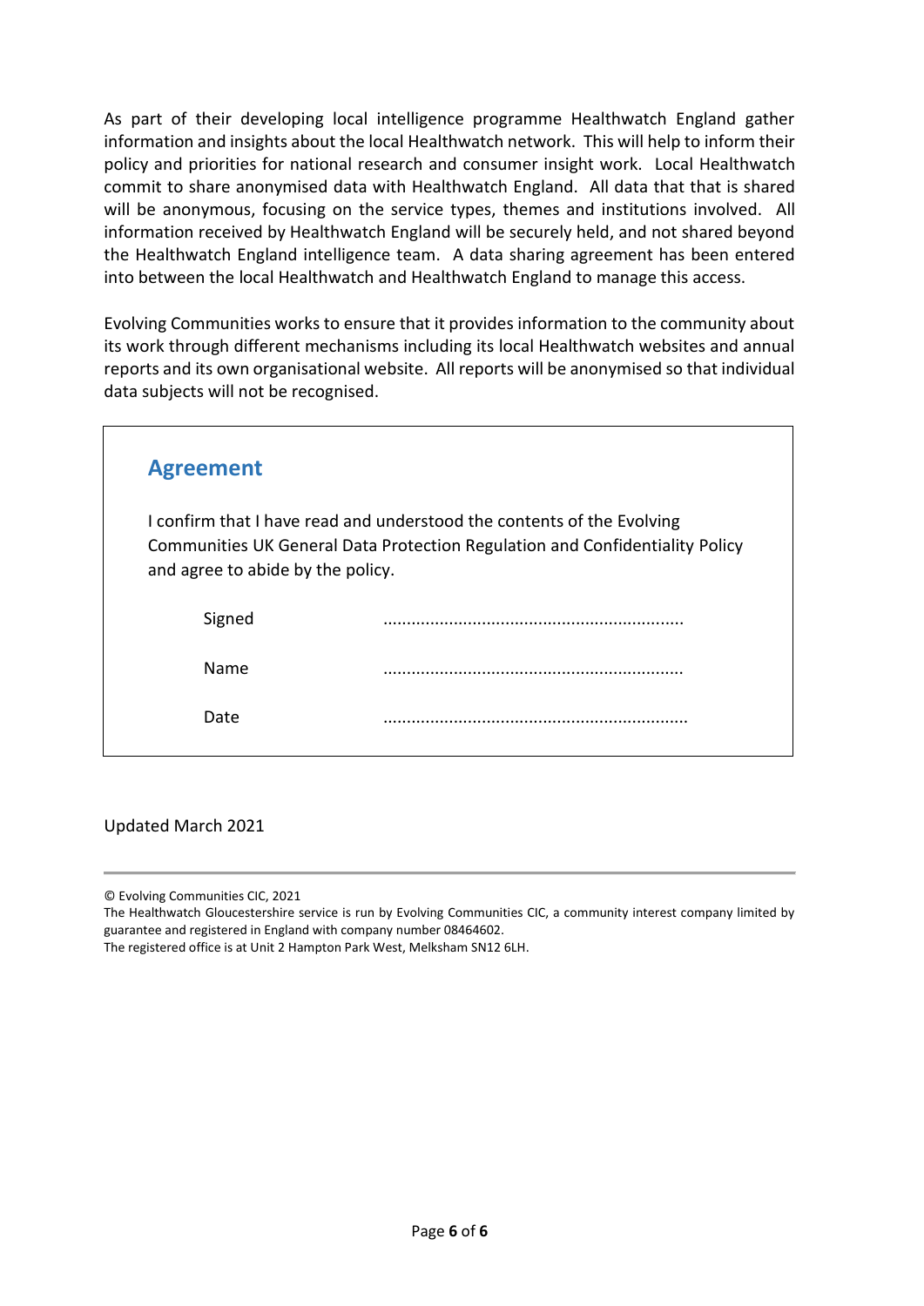As part of their developing local intelligence programme Healthwatch England gather information and insights about the local Healthwatch network. This will help to inform their policy and priorities for national research and consumer insight work. Local Healthwatch commit to share anonymised data with Healthwatch England. All data that that is shared will be anonymous, focusing on the service types, themes and institutions involved. All information received by Healthwatch England will be securely held, and not shared beyond the Healthwatch England intelligence team. A data sharing agreement has been entered into between the local Healthwatch and Healthwatch England to manage this access.

Evolving Communities works to ensure that it provides information to the community about its work through different mechanisms including its local Healthwatch websites and annual reports and its own organisational website. All reports will be anonymised so that individual data subjects will not be recognised.

## Agreement

I confirm that I have read and understood the contents of the Evolving Communities UK General Data Protection Regulation and Confidentiality Policy and agree to abide by the policy.

Signed ...............................................................

Name ...............................................................

Date ...............................................................

Updated March 2021

---

© Evolving Communities CIC, 2021

The Healthwatch Gloucestershire service is run by Evolving Communities CIC, a community interest company limited by guarantee and registered in England with company number 08464602.

The registered office is at Unit 2 Hampton Park West, Melksham SN12 6LH.